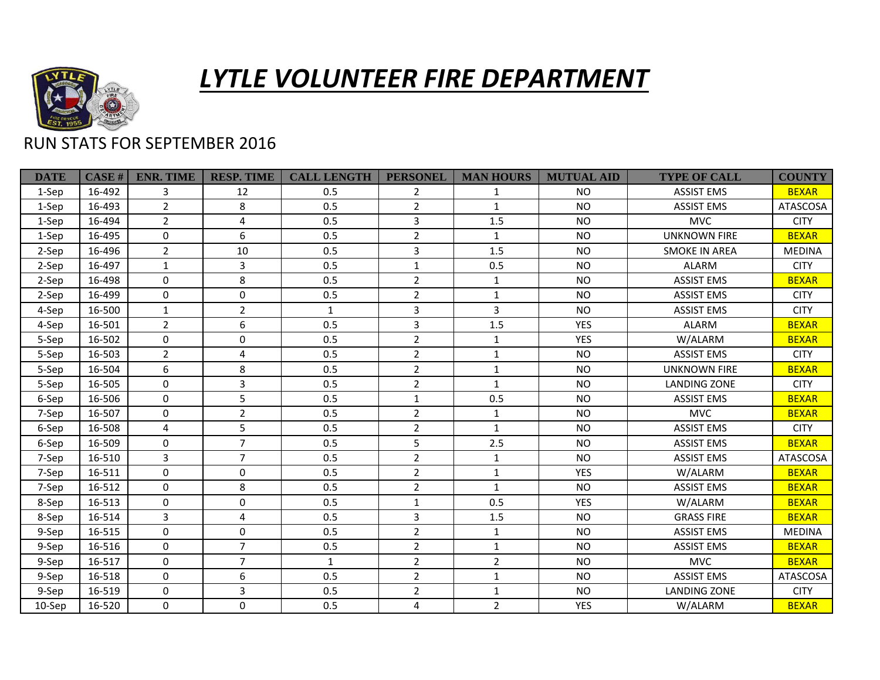# LYTLE VOLUNTEER FIRE DEPARTMENT

RUN STATS FOR SEPTEMBER 2016

| DATE | CASE # | ENR. TIME | RESP. TIME | CALL LENGTH | PERSONEL | MAN HOURS | MUTUAL AID | TYPE OF CALL | COUNTY |
|---|---|---|---|---|---|---|---|---|---|
| 1-Sep | 16-492 | 3 | 12 | 0.5 | 2 | 1 | NO | ASSIST EMS | BEXAR |
| 1-Sep | 16-493 | 2 | 8 | 0.5 | 2 | 1 | NO | ASSIST EMS | ATASCOSA |
| 1-Sep | 16-494 | 2 | 4 | 0.5 | 3 | 1.5 | NO | MVC | CITY |
| 1-Sep | 16-495 | 0 | 6 | 0.5 | 2 | 1 | NO | UNKNOWN FIRE | BEXAR |
| 2-Sep | 16-496 | 2 | 10 | 0.5 | 3 | 1.5 | NO | SMOKE IN AREA | MEDINA |
| 2-Sep | 16-497 | 1 | 3 | 0.5 | 1 | 0.5 | NO | ALARM | CITY |
| 2-Sep | 16-498 | 0 | 8 | 0.5 | 2 | 1 | NO | ASSIST EMS | BEXAR |
| 2-Sep | 16-499 | 0 | 0 | 0.5 | 2 | 1 | NO | ASSIST EMS | CITY |
| 4-Sep | 16-500 | 1 | 2 | 1 | 3 | 3 | NO | ASSIST EMS | CITY |
| 4-Sep | 16-501 | 2 | 6 | 0.5 | 3 | 1.5 | YES | ALARM | BEXAR |
| 5-Sep | 16-502 | 0 | 0 | 0.5 | 2 | 1 | YES | W/ALARM | BEXAR |
| 5-Sep | 16-503 | 2 | 4 | 0.5 | 2 | 1 | NO | ASSIST EMS | CITY |
| 5-Sep | 16-504 | 6 | 8 | 0.5 | 2 | 1 | NO | UNKNOWN FIRE | BEXAR |
| 5-Sep | 16-505 | 0 | 3 | 0.5 | 2 | 1 | NO | LANDING ZONE | CITY |
| 6-Sep | 16-506 | 0 | 5 | 0.5 | 1 | 0.5 | NO | ASSIST EMS | BEXAR |
| 7-Sep | 16-507 | 0 | 2 | 0.5 | 2 | 1 | NO | MVC | BEXAR |
| 6-Sep | 16-508 | 4 | 5 | 0.5 | 2 | 1 | NO | ASSIST EMS | CITY |
| 6-Sep | 16-509 | 0 | 7 | 0.5 | 5 | 2.5 | NO | ASSIST EMS | BEXAR |
| 7-Sep | 16-510 | 3 | 7 | 0.5 | 2 | 1 | NO | ASSIST EMS | ATASCOSA |
| 7-Sep | 16-511 | 0 | 0 | 0.5 | 2 | 1 | YES | W/ALARM | BEXAR |
| 7-Sep | 16-512 | 0 | 8 | 0.5 | 2 | 1 | NO | ASSIST EMS | BEXAR |
| 8-Sep | 16-513 | 0 | 0 | 0.5 | 1 | 0.5 | YES | W/ALARM | BEXAR |
| 8-Sep | 16-514 | 3 | 4 | 0.5 | 3 | 1.5 | NO | GRASS FIRE | BEXAR |
| 9-Sep | 16-515 | 0 | 0 | 0.5 | 2 | 1 | NO | ASSIST EMS | MEDINA |
| 9-Sep | 16-516 | 0 | 7 | 0.5 | 2 | 1 | NO | ASSIST EMS | BEXAR |
| 9-Sep | 16-517 | 0 | 7 | 1 | 2 | 2 | NO | MVC | BEXAR |
| 9-Sep | 16-518 | 0 | 6 | 0.5 | 2 | 1 | NO | ASSIST EMS | ATASCOSA |
| 9-Sep | 16-519 | 0 | 3 | 0.5 | 2 | 1 | NO | LANDING ZONE | CITY |
| 10-Sep | 16-520 | 0 | 0 | 0.5 | 4 | 2 | YES | W/ALARM | BEXAR |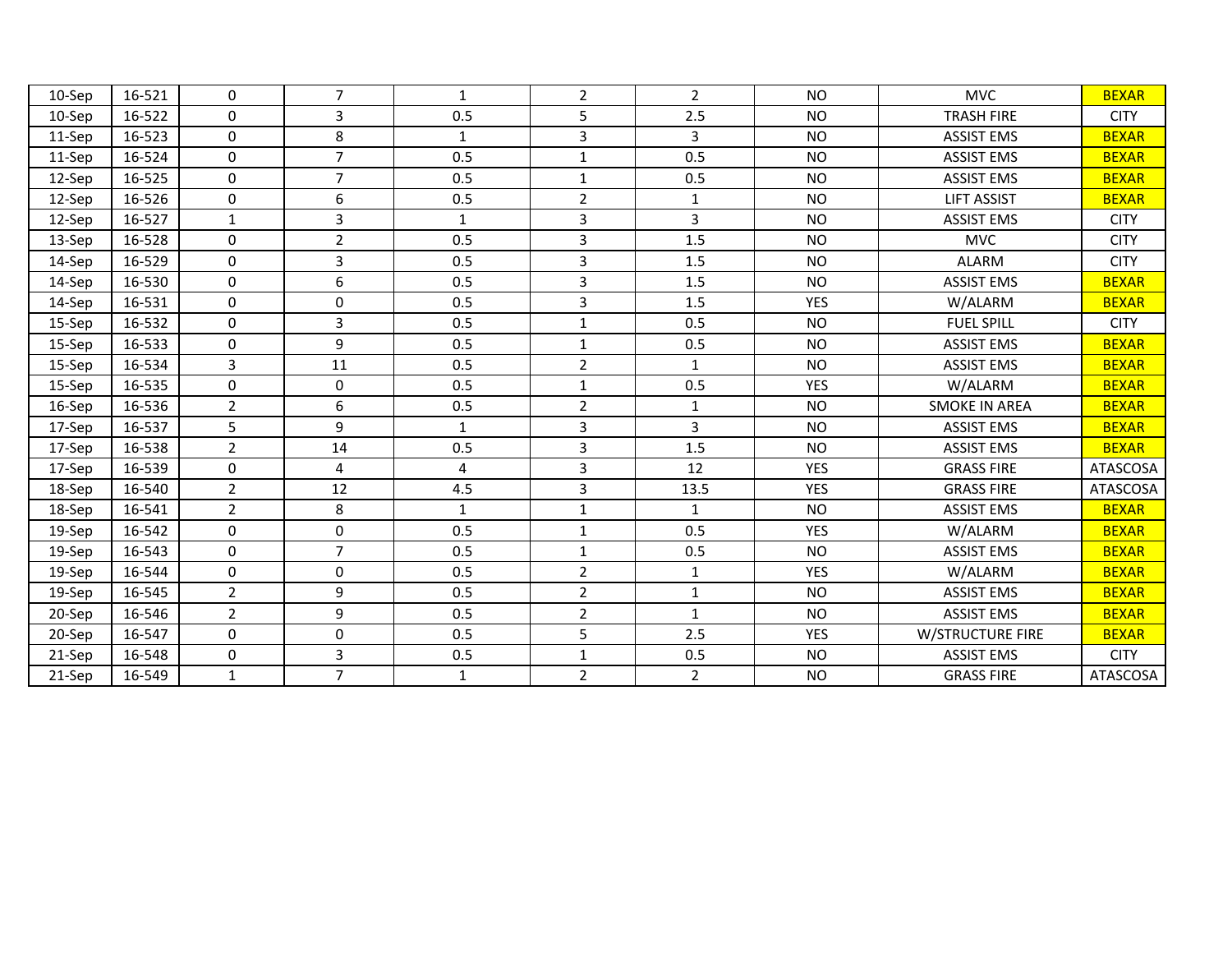| | | | | | | | | | |
|---|---|---|---|---|---|---|---|---|---|
| 10-Sep | 16-521 | 0 | 7 | 1 | 2 | 2 | NO | MVC | BEXAR |
| 10-Sep | 16-522 | 0 | 3 | 0.5 | 5 | 2.5 | NO | TRASH FIRE | CITY |
| 11-Sep | 16-523 | 0 | 8 | 1 | 3 | 3 | NO | ASSIST EMS | BEXAR |
| 11-Sep | 16-524 | 0 | 7 | 0.5 | 1 | 0.5 | NO | ASSIST EMS | BEXAR |
| 12-Sep | 16-525 | 0 | 7 | 0.5 | 1 | 0.5 | NO | ASSIST EMS | BEXAR |
| 12-Sep | 16-526 | 0 | 6 | 0.5 | 2 | 1 | NO | LIFT ASSIST | BEXAR |
| 12-Sep | 16-527 | 1 | 3 | 1 | 3 | 3 | NO | ASSIST EMS | CITY |
| 13-Sep | 16-528 | 0 | 2 | 0.5 | 3 | 1.5 | NO | MVC | CITY |
| 14-Sep | 16-529 | 0 | 3 | 0.5 | 3 | 1.5 | NO | ALARM | CITY |
| 14-Sep | 16-530 | 0 | 6 | 0.5 | 3 | 1.5 | NO | ASSIST EMS | BEXAR |
| 14-Sep | 16-531 | 0 | 0 | 0.5 | 3 | 1.5 | YES | W/ALARM | BEXAR |
| 15-Sep | 16-532 | 0 | 3 | 0.5 | 1 | 0.5 | NO | FUEL SPILL | CITY |
| 15-Sep | 16-533 | 0 | 9 | 0.5 | 1 | 0.5 | NO | ASSIST EMS | BEXAR |
| 15-Sep | 16-534 | 3 | 11 | 0.5 | 2 | 1 | NO | ASSIST EMS | BEXAR |
| 15-Sep | 16-535 | 0 | 0 | 0.5 | 1 | 0.5 | YES | W/ALARM | BEXAR |
| 16-Sep | 16-536 | 2 | 6 | 0.5 | 2 | 1 | NO | SMOKE IN AREA | BEXAR |
| 17-Sep | 16-537 | 5 | 9 | 1 | 3 | 3 | NO | ASSIST EMS | BEXAR |
| 17-Sep | 16-538 | 2 | 14 | 0.5 | 3 | 1.5 | NO | ASSIST EMS | BEXAR |
| 17-Sep | 16-539 | 0 | 4 | 4 | 3 | 12 | YES | GRASS FIRE | ATASCOSA |
| 18-Sep | 16-540 | 2 | 12 | 4.5 | 3 | 13.5 | YES | GRASS FIRE | ATASCOSA |
| 18-Sep | 16-541 | 2 | 8 | 1 | 1 | 1 | NO | ASSIST EMS | BEXAR |
| 19-Sep | 16-542 | 0 | 0 | 0.5 | 1 | 0.5 | YES | W/ALARM | BEXAR |
| 19-Sep | 16-543 | 0 | 7 | 0.5 | 1 | 0.5 | NO | ASSIST EMS | BEXAR |
| 19-Sep | 16-544 | 0 | 0 | 0.5 | 2 | 1 | YES | W/ALARM | BEXAR |
| 19-Sep | 16-545 | 2 | 9 | 0.5 | 2 | 1 | NO | ASSIST EMS | BEXAR |
| 20-Sep | 16-546 | 2 | 9 | 0.5 | 2 | 1 | NO | ASSIST EMS | BEXAR |
| 20-Sep | 16-547 | 0 | 0 | 0.5 | 5 | 2.5 | YES | W/STRUCTURE FIRE | BEXAR |
| 21-Sep | 16-548 | 0 | 3 | 0.5 | 1 | 0.5 | NO | ASSIST EMS | CITY |
| 21-Sep | 16-549 | 1 | 7 | 1 | 2 | 2 | NO | GRASS FIRE | ATASCOSA |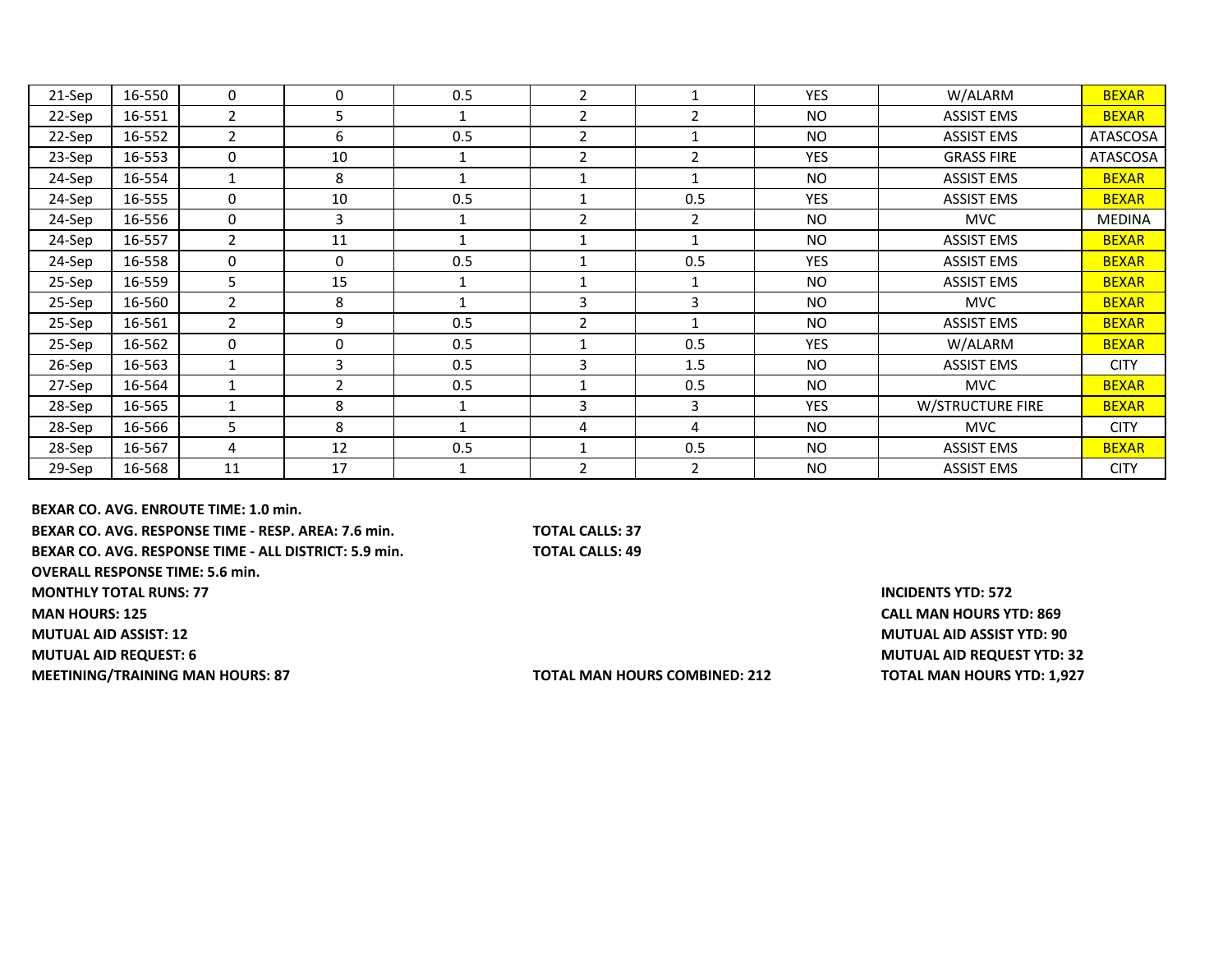| | | | | | | | | | |
|---|---|---|---|---|---|---|---|---|---|
| 21-Sep | 16-550 | 0 | 0 | 0.5 | 2 | 1 | YES | W/ALARM | BEXAR |
| 22-Sep | 16-551 | 2 | 5 | 1 | 2 | 2 | NO | ASSIST EMS | BEXAR |
| 22-Sep | 16-552 | 2 | 6 | 0.5 | 2 | 1 | NO | ASSIST EMS | ATASCOSA |
| 23-Sep | 16-553 | 0 | 10 | 1 | 2 | 2 | YES | GRASS FIRE | ATASCOSA |
| 24-Sep | 16-554 | 1 | 8 | 1 | 1 | 1 | NO | ASSIST EMS | BEXAR |
| 24-Sep | 16-555 | 0 | 10 | 0.5 | 1 | 0.5 | YES | ASSIST EMS | BEXAR |
| 24-Sep | 16-556 | 0 | 3 | 1 | 2 | 2 | NO | MVC | MEDINA |
| 24-Sep | 16-557 | 2 | 11 | 1 | 1 | 1 | NO | ASSIST EMS | BEXAR |
| 24-Sep | 16-558 | 0 | 0 | 0.5 | 1 | 0.5 | YES | ASSIST EMS | BEXAR |
| 25-Sep | 16-559 | 5 | 15 | 1 | 1 | 1 | NO | ASSIST EMS | BEXAR |
| 25-Sep | 16-560 | 2 | 8 | 1 | 3 | 3 | NO | MVC | BEXAR |
| 25-Sep | 16-561 | 2 | 9 | 0.5 | 2 | 1 | NO | ASSIST EMS | BEXAR |
| 25-Sep | 16-562 | 0 | 0 | 0.5 | 1 | 0.5 | YES | W/ALARM | BEXAR |
| 26-Sep | 16-563 | 1 | 3 | 0.5 | 3 | 1.5 | NO | ASSIST EMS | CITY |
| 27-Sep | 16-564 | 1 | 2 | 0.5 | 1 | 0.5 | NO | MVC | BEXAR |
| 28-Sep | 16-565 | 1 | 8 | 1 | 3 | 3 | YES | W/STRUCTURE FIRE | BEXAR |
| 28-Sep | 16-566 | 5 | 8 | 1 | 4 | 4 | NO | MVC | CITY |
| 28-Sep | 16-567 | 4 | 12 | 0.5 | 1 | 0.5 | NO | ASSIST EMS | BEXAR |
| 29-Sep | 16-568 | 11 | 17 | 1 | 2 | 2 | NO | ASSIST EMS | CITY |

**BEXAR CO. AVG. ENROUTE TIME: 1.0 min.**

**BEXAR CO. AVG. RESPONSE TIME - RESP. AREA: 7.6 min.** **TOTAL CALLS: 37**

**BEXAR CO. AVG. RESPONSE TIME - ALL DISTRICT: 5.9 min.** **TOTAL CALLS: 49**

**OVERALL RESPONSE TIME: 5.6 min.**

**MONTHLY TOTAL RUNS: 77**

**MAN HOURS: 125**

**MUTUAL AID ASSIST: 12**

**MUTUAL AID REQUEST: 6**

**MEETINING/TRAINING MAN HOURS: 87**

**TOTAL MAN HOURS COMBINED: 212**

**INCIDENTS YTD: 572**

**CALL MAN HOURS YTD: 869**

**MUTUAL AID ASSIST YTD: 90**

**MUTUAL AID REQUEST YTD: 32**

**TOTAL MAN HOURS YTD: 1,927**